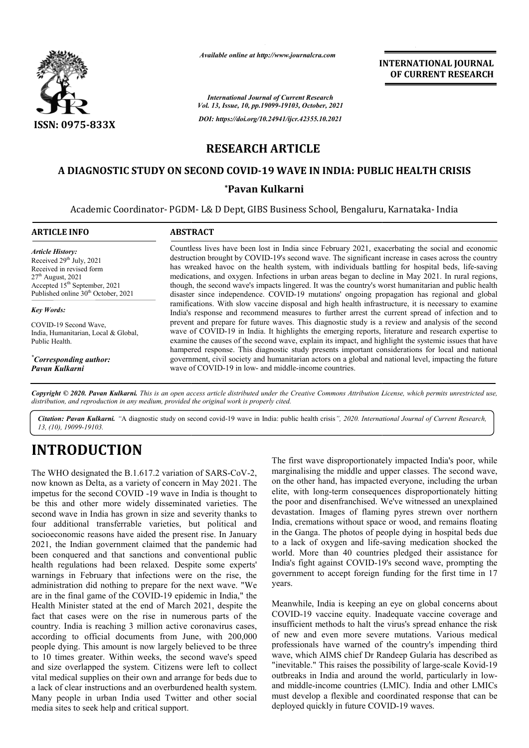*Available online at http://www.journalcra.com*

*International Journal of Current Research*
*Vol. 13, Issue, 10, pp.19099-19103, October, 2021*

*DOI: https://doi.org/10.24941/ijcr.42355.10.2021*

**INTERNATIONAL JOURNAL OF CURRENT RESEARCH**

ISSN: 0975-833X

# RESEARCH ARTICLE

## A DIAGNOSTIC STUDY ON SECOND COVID-19 WAVE IN INDIA: PUBLIC HEALTH CRISIS

**\*Pavan Kulkarni**

Academic Coordinator- PGDM- L& D Dept, GIBS Business School, Bengaluru, Karnataka- India

**ARTICLE INFO**

*Article History:*
Received 29th July, 2021
Received in revised form 27th August, 2021
Accepted 15th September, 2021
Published online 30th October, 2021

*Key Words:*
COVID-19 Second Wave, India, Humanitarian, Local & Global, Public Health.

*\*Corresponding author:*
*Pavan Kulkarni*

**ABSTRACT**

Countless lives have been lost in India since February 2021, exacerbating the social and economic destruction brought by COVID-19's second wave. The significant increase in cases across the country has wreaked havoc on the health system, with individuals battling for hospital beds, life-saving medications, and oxygen. Infections in urban areas began to decline in May 2021. In rural regions, though, the second wave's impacts lingered. It was the country's worst humanitarian and public health disaster since independence. COVID-19 mutations' ongoing propagation has regional and global ramifications. With slow vaccine disposal and high health infrastructure, it is necessary to examine India's response and recommend measures to further arrest the current spread of infection and to prevent and prepare for future waves. This diagnostic study is a review and analysis of the second wave of COVID-19 in India. It highlights the emerging reports, literature and research expertise to examine the causes of the second wave, explain its impact, and highlight the systemic issues that have hampered response. This diagnostic study presents important considerations for local and national government, civil society and humanitarian actors on a global and national level, impacting the future wave of COVID-19 in low- and middle-income countries.

*Copyright © 2020. Pavan Kulkarni. This is an open access article distributed under the Creative Commons Attribution License, which permits unrestricted use, distribution, and reproduction in any medium, provided the original work is properly cited.*

*Citation: Pavan Kulkarni. "A diagnostic study on second covid-19 wave in India: public health crisis", 2020. International Journal of Current Research, 13, (10), 19099-19103.*

# INTRODUCTION

The WHO designated the B.1.617.2 variation of SARS-CoV-2, now known as Delta, as a variety of concern in May 2021. The impetus for the second COVID -19 wave in India is thought to be this and other more widely disseminated varieties. The second wave in India has grown in size and severity thanks to four additional transferrable varieties, but political and socioeconomic reasons have aided the present rise. In January 2021, the Indian government claimed that the pandemic had been conquered and that sanctions and conventional public health regulations had been relaxed. Despite some experts' warnings in February that infections were on the rise, the administration did nothing to prepare for the next wave. "We are in the final game of the COVID-19 epidemic in India," the Health Minister stated at the end of March 2021, despite the fact that cases were on the rise in numerous parts of the country. India is reaching 3 million active coronavirus cases, according to official documents from June, with 200,000 people dying. This amount is now largely believed to be three to 10 times greater. Within weeks, the second wave's speed and size overlapped the system. Citizens were left to collect vital medical supplies on their own and arrange for beds due to a lack of clear instructions and an overburdened health system. Many people in urban India used Twitter and other social media sites to seek help and critical support.

The first wave disproportionately impacted India's poor, while marginalising the middle and upper classes. The second wave, on the other hand, has impacted everyone, including the urban elite, with long-term consequences disproportionately hitting the poor and disenfranchised. We've witnessed an unexplained devastation. Images of flaming pyres strewn over northern India, cremations without space or wood, and remains floating in the Ganga. The photos of people dying in hospital beds due to a lack of oxygen and life-saving medication shocked the world. More than 40 countries pledged their assistance for India's fight against COVID-19's second wave, prompting the government to accept foreign funding for the first time in 17 years.

Meanwhile, India is keeping an eye on global concerns about COVID-19 vaccine equity. Inadequate vaccine coverage and insufficient methods to halt the virus's spread enhance the risk of new and even more severe mutations. Various medical professionals have warned of the country's impending third wave, which AIMS chief Dr Randeep Gularia has described as "inevitable." This raises the possibility of large-scale Kovid-19 outbreaks in India and around the world, particularly in low- and middle-income countries (LMIC). India and other LMICs must develop a flexible and coordinated response that can be deployed quickly in future COVID-19 waves.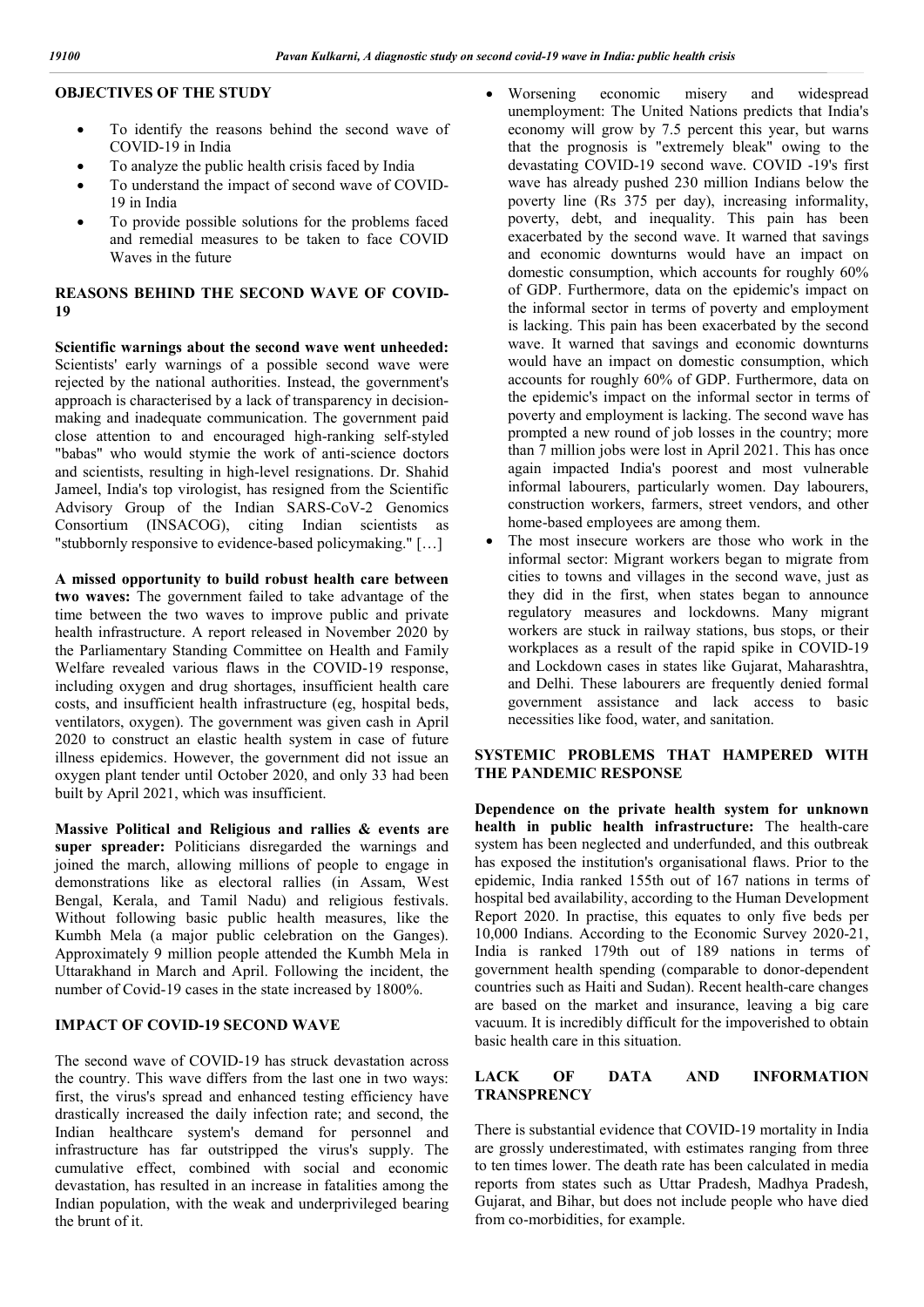## OBJECTIVES OF THE STUDY

- To identify the reasons behind the second wave of COVID-19 in India
- To analyze the public health crisis faced by India
- To understand the impact of second wave of COVID-19 in India
- To provide possible solutions for the problems faced and remedial measures to be taken to face COVID Waves in the future

## REASONS BEHIND THE SECOND WAVE OF COVID-19

**Scientific warnings about the second wave went unheeded:** Scientists' early warnings of a possible second wave were rejected by the national authorities. Instead, the government's approach is characterised by a lack of transparency in decision-making and inadequate communication. The government paid close attention to and encouraged high-ranking self-styled "babas" who would stymie the work of anti-science doctors and scientists, resulting in high-level resignations. Dr. Shahid Jameel, India's top virologist, has resigned from the Scientific Advisory Group of the Indian SARS-CoV-2 Genomics Consortium (INSACOG), citing Indian scientists as "stubbornly responsive to evidence-based policymaking." […]

**A missed opportunity to build robust health care between two waves:** The government failed to take advantage of the time between the two waves to improve public and private health infrastructure. A report released in November 2020 by the Parliamentary Standing Committee on Health and Family Welfare revealed various flaws in the COVID-19 response, including oxygen and drug shortages, insufficient health care costs, and insufficient health infrastructure (eg, hospital beds, ventilators, oxygen). The government was given cash in April 2020 to construct an elastic health system in case of future illness epidemics. However, the government did not issue an oxygen plant tender until October 2020, and only 33 had been built by April 2021, which was insufficient.

**Massive Political and Religious and rallies & events are super spreader:** Politicians disregarded the warnings and joined the march, allowing millions of people to engage in demonstrations like as electoral rallies (in Assam, West Bengal, Kerala, and Tamil Nadu) and religious festivals. Without following basic public health measures, like the Kumbh Mela (a major public celebration on the Ganges). Approximately 9 million people attended the Kumbh Mela in Uttarakhand in March and April. Following the incident, the number of Covid-19 cases in the state increased by 1800%.

## IMPACT OF COVID-19 SECOND WAVE

The second wave of COVID-19 has struck devastation across the country. This wave differs from the last one in two ways: first, the virus's spread and enhanced testing efficiency have drastically increased the daily infection rate; and second, the Indian healthcare system's demand for personnel and infrastructure has far outstripped the virus's supply. The cumulative effect, combined with social and economic devastation, has resulted in an increase in fatalities among the Indian population, with the weak and underprivileged bearing the brunt of it.

- Worsening economic misery and widespread unemployment: The United Nations predicts that India's economy will grow by 7.5 percent this year, but warns that the prognosis is "extremely bleak" owing to the devastating COVID-19 second wave. COVID -19's first wave has already pushed 230 million Indians below the poverty line (Rs 375 per day), increasing informality, poverty, debt, and inequality. This pain has been exacerbated by the second wave. It warned that savings and economic downturns would have an impact on domestic consumption, which accounts for roughly 60% of GDP. Furthermore, data on the epidemic's impact on the informal sector in terms of poverty and employment is lacking. This pain has been exacerbated by the second wave. It warned that savings and economic downturns would have an impact on domestic consumption, which accounts for roughly 60% of GDP. Furthermore, data on the epidemic's impact on the informal sector in terms of poverty and employment is lacking. The second wave has prompted a new round of job losses in the country; more than 7 million jobs were lost in April 2021. This has once again impacted India's poorest and most vulnerable informal labourers, particularly women. Day labourers, construction workers, farmers, street vendors, and other home-based employees are among them.
- The most insecure workers are those who work in the informal sector: Migrant workers began to migrate from cities to towns and villages in the second wave, just as they did in the first, when states began to announce regulatory measures and lockdowns. Many migrant workers are stuck in railway stations, bus stops, or their workplaces as a result of the rapid spike in COVID-19 and Lockdown cases in states like Gujarat, Maharashtra, and Delhi. These labourers are frequently denied formal government assistance and lack access to basic necessities like food, water, and sanitation.

## SYSTEMIC PROBLEMS THAT HAMPERED WITH THE PANDEMIC RESPONSE

**Dependence on the private health system for unknown health in public health infrastructure:** The health-care system has been neglected and underfunded, and this outbreak has exposed the institution's organisational flaws. Prior to the epidemic, India ranked 155th out of 167 nations in terms of hospital bed availability, according to the Human Development Report 2020. In practise, this equates to only five beds per 10,000 Indians. According to the Economic Survey 2020-21, India is ranked 179th out of 189 nations in terms of government health spending (comparable to donor-dependent countries such as Haiti and Sudan). Recent health-care changes are based on the market and insurance, leaving a big care vacuum. It is incredibly difficult for the impoverished to obtain basic health care in this situation.

## LACK OF DATA AND INFORMATION TRANSPRENCY

There is substantial evidence that COVID-19 mortality in India are grossly underestimated, with estimates ranging from three to ten times lower. The death rate has been calculated in media reports from states such as Uttar Pradesh, Madhya Pradesh, Gujarat, and Bihar, but does not include people who have died from co-morbidities, for example.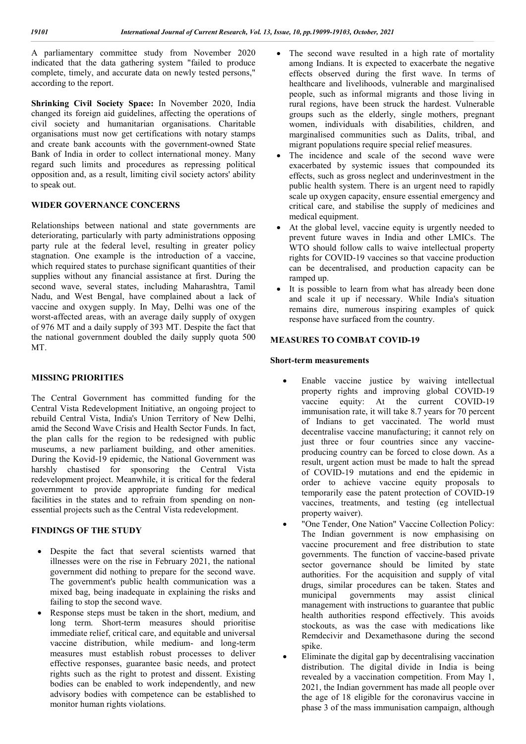A parliamentary committee study from November 2020 indicated that the data gathering system "failed to produce complete, timely, and accurate data on newly tested persons," according to the report.

**Shrinking Civil Society Space:** In November 2020, India changed its foreign aid guidelines, affecting the operations of civil society and humanitarian organisations. Charitable organisations must now get certifications with notary stamps and create bank accounts with the government-owned State Bank of India in order to collect international money. Many regard such limits and procedures as repressing political opposition and, as a result, limiting civil society actors' ability to speak out.

## WIDER GOVERNANCE CONCERNS

Relationships between national and state governments are deteriorating, particularly with party administrations opposing party rule at the federal level, resulting in greater policy stagnation. One example is the introduction of a vaccine, which required states to purchase significant quantities of their supplies without any financial assistance at first. During the second wave, several states, including Maharashtra, Tamil Nadu, and West Bengal, have complained about a lack of vaccine and oxygen supply. In May, Delhi was one of the worst-affected areas, with an average daily supply of oxygen of 976 MT and a daily supply of 393 MT. Despite the fact that the national government doubled the daily supply quota 500 MT.

## MISSING PRIORITIES

The Central Government has committed funding for the Central Vista Redevelopment Initiative, an ongoing project to rebuild Central Vista, India's Union Territory of New Delhi, amid the Second Wave Crisis and Health Sector Funds. In fact, the plan calls for the region to be redesigned with public museums, a new parliament building, and other amenities. During the Kovid-19 epidemic, the National Government was harshly chastised for sponsoring the Central Vista redevelopment project. Meanwhile, it is critical for the federal government to provide appropriate funding for medical facilities in the states and to refrain from spending on non-essential projects such as the Central Vista redevelopment.

## FINDINGS OF THE STUDY

- Despite the fact that several scientists warned that illnesses were on the rise in February 2021, the national government did nothing to prepare for the second wave. The government's public health communication was a mixed bag, being inadequate in explaining the risks and failing to stop the second wave.
- Response steps must be taken in the short, medium, and long term. Short-term measures should prioritise immediate relief, critical care, and equitable and universal vaccine distribution, while medium- and long-term measures must establish robust processes to deliver effective responses, guarantee basic needs, and protect rights such as the right to protest and dissent. Existing bodies can be enabled to work independently, and new advisory bodies with competence can be established to monitor human rights violations.
- The second wave resulted in a high rate of mortality among Indians. It is expected to exacerbate the negative effects observed during the first wave. In terms of healthcare and livelihoods, vulnerable and marginalised people, such as informal migrants and those living in rural regions, have been struck the hardest. Vulnerable groups such as the elderly, single mothers, pregnant women, individuals with disabilities, children, and marginalised communities such as Dalits, tribal, and migrant populations require special relief measures.
- The incidence and scale of the second wave were exacerbated by systemic issues that compounded its effects, such as gross neglect and underinvestment in the public health system. There is an urgent need to rapidly scale up oxygen capacity, ensure essential emergency and critical care, and stabilise the supply of medicines and medical equipment.
- At the global level, vaccine equity is urgently needed to prevent future waves in India and other LMICs. The WTO should follow calls to waive intellectual property rights for COVID-19 vaccines so that vaccine production can be decentralised, and production capacity can be ramped up.
- It is possible to learn from what has already been done and scale it up if necessary. While India's situation remains dire, numerous inspiring examples of quick response have surfaced from the country.

## MEASURES TO COMBAT COVID-19

### Short-term measurements

- Enable vaccine justice by waiving intellectual property rights and improving global COVID-19 vaccine equity: At the current COVID-19 immunisation rate, it will take 8.7 years for 70 percent of Indians to get vaccinated. The world must decentralise vaccine manufacturing; it cannot rely on just three or four countries since any vaccine-producing country can be forced to close down. As a result, urgent action must be made to halt the spread of COVID-19 mutations and end the epidemic in order to achieve vaccine equity proposals to temporarily ease the patent protection of COVID-19 vaccines, treatments, and testing (eg intellectual property waiver).
- "One Tender, One Nation" Vaccine Collection Policy: The Indian government is now emphasising on vaccine procurement and free distribution to state governments. The function of vaccine-based private sector governance should be limited by state authorities. For the acquisition and supply of vital drugs, similar procedures can be taken. States and municipal governments may assist clinical management with instructions to guarantee that public health authorities respond effectively. This avoids stockouts, as was the case with medications like Remdecivir and Dexamethasone during the second spike.
- Eliminate the digital gap by decentralising vaccination distribution. The digital divide in India is being revealed by a vaccination competition. From May 1, 2021, the Indian government has made all people over the age of 18 eligible for the coronavirus vaccine in phase 3 of the mass immunisation campaign, although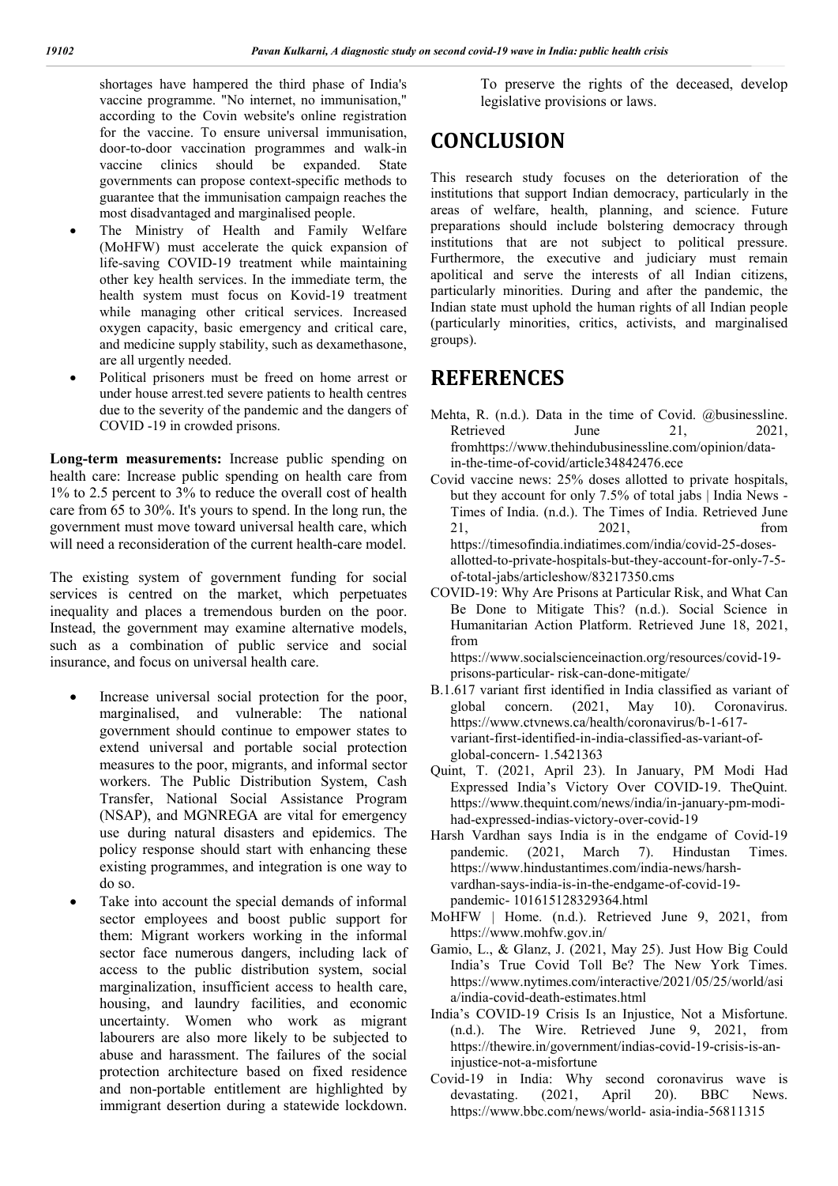shortages have hampered the third phase of India's vaccine programme. "No internet, no immunisation," according to the Covin website's online registration for the vaccine. To ensure universal immunisation, door-to-door vaccination programmes and walk-in vaccine clinics should be expanded. State governments can propose context-specific methods to guarantee that the immunisation campaign reaches the most disadvantaged and marginalised people.

- The Ministry of Health and Family Welfare (MoHFW) must accelerate the quick expansion of life-saving COVID-19 treatment while maintaining other key health services. In the immediate term, the health system must focus on Kovid-19 treatment while managing other critical services. Increased oxygen capacity, basic emergency and critical care, and medicine supply stability, such as dexamethasone, are all urgently needed.
- Political prisoners must be freed on home arrest or under house arrest.ted severe patients to health centres due to the severity of the pandemic and the dangers of COVID -19 in crowded prisons.

**Long-term measurements:** Increase public spending on health care: Increase public spending on health care from 1% to 2.5 percent to 3% to reduce the overall cost of health care from 65 to 30%. It's yours to spend. In the long run, the government must move toward universal health care, which will need a reconsideration of the current health-care model.

The existing system of government funding for social services is centred on the market, which perpetuates inequality and places a tremendous burden on the poor. Instead, the government may examine alternative models, such as a combination of public service and social insurance, and focus on universal health care.

- Increase universal social protection for the poor, marginalised, and vulnerable: The national government should continue to empower states to extend universal and portable social protection measures to the poor, migrants, and informal sector workers. The Public Distribution System, Cash Transfer, National Social Assistance Program (NSAP), and MGNREGA are vital for emergency use during natural disasters and epidemics. The policy response should start with enhancing these existing programmes, and integration is one way to do so.
- Take into account the special demands of informal sector employees and boost public support for them: Migrant workers working in the informal sector face numerous dangers, including lack of access to the public distribution system, social marginalization, insufficient access to health care, housing, and laundry facilities, and economic uncertainty. Women who work as migrant labourers are also more likely to be subjected to abuse and harassment. The failures of the social protection architecture based on fixed residence and non-portable entitlement are highlighted by immigrant desertion during a statewide lockdown. To preserve the rights of the deceased, develop legislative provisions or laws.

## CONCLUSION

This research study focuses on the deterioration of the institutions that support Indian democracy, particularly in the areas of welfare, health, planning, and science. Future preparations should include bolstering democracy through institutions that are not subject to political pressure. Furthermore, the executive and judiciary must remain apolitical and serve the interests of all Indian citizens, particularly minorities. During and after the pandemic, the Indian state must uphold the human rights of all Indian people (particularly minorities, critics, activists, and marginalised groups).

## REFERENCES

Mehta, R. (n.d.). Data in the time of Covid. @businessline. Retrieved June 21, 2021, fromhttps://www.thehindubusinessline.com/opinion/data-in-the-time-of-covid/article34842476.ece

Covid vaccine news: 25% doses allotted to private hospitals, but they account for only 7.5% of total jabs | India News - Times of India. (n.d.). The Times of India. Retrieved June 21, 2021, from https://timesofindia.indiatimes.com/india/covid-25-doses-allotted-to-private-hospitals-but-they-account-for-only-7-5-of-total-jabs/articleshow/83217350.cms

COVID-19: Why Are Prisons at Particular Risk, and What Can Be Done to Mitigate This? (n.d.). Social Science in Humanitarian Action Platform. Retrieved June 18, 2021, from https://www.socialscienceinaction.org/resources/covid-19-prisons-particular- risk-can-done-mitigate/

B.1.617 variant first identified in India classified as variant of global concern. (2021, May 10). Coronavirus. https://www.ctvnews.ca/health/coronavirus/b-1-617-variant-first-identified-in-india-classified-as-variant-of-global-concern- 1.5421363

Quint, T. (2021, April 23). In January, PM Modi Had Expressed India's Victory Over COVID-19. TheQuint. https://www.thequint.com/news/india/in-january-pm-modi-had-expressed-indias-victory-over-covid-19

Harsh Vardhan says India is in the endgame of Covid-19 pandemic. (2021, March 7). Hindustan Times. https://www.hindustantimes.com/india-news/harsh-vardhan-says-india-is-in-the-endgame-of-covid-19-pandemic- 101615128329364.html

MoHFW | Home. (n.d.). Retrieved June 9, 2021, from https://www.mohfw.gov.in/

Gamio, L., & Glanz, J. (2021, May 25). Just How Big Could India's True Covid Toll Be? The New York Times. https://www.nytimes.com/interactive/2021/05/25/world/asia/india-covid-death-estimates.html

India's COVID-19 Crisis Is an Injustice, Not a Misfortune. (n.d.). The Wire. Retrieved June 9, 2021, from https://thewire.in/government/indias-covid-19-crisis-is-an-injustice-not-a-misfortune

Covid-19 in India: Why second coronavirus wave is devastating. (2021, April 20). BBC News. https://www.bbc.com/news/world- asia-india-56811315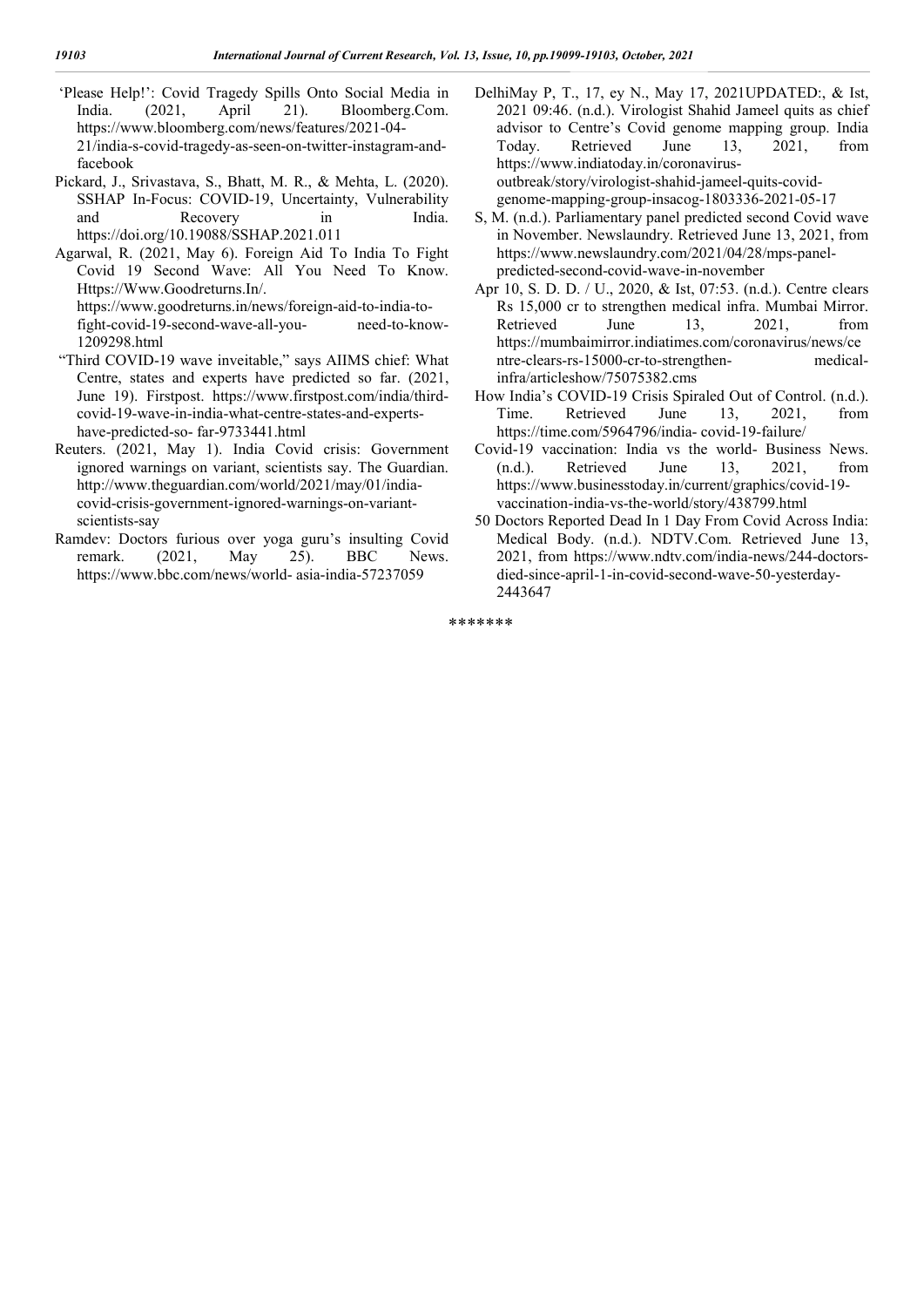'Please Help!': Covid Tragedy Spills Onto Social Media in India. (2021, April 21). Bloomberg.Com. https://www.bloomberg.com/news/features/2021-04-21/india-s-covid-tragedy-as-seen-on-twitter-instagram-and-facebook

Pickard, J., Srivastava, S., Bhatt, M. R., & Mehta, L. (2020). SSHAP In-Focus: COVID-19, Uncertainty, Vulnerability and Recovery in India. https://doi.org/10.19088/SSHAP.2021.011

Agarwal, R. (2021, May 6). Foreign Aid To India To Fight Covid 19 Second Wave: All You Need To Know. Https://Www.Goodreturns.In/. https://www.goodreturns.in/news/foreign-aid-to-india-to-fight-covid-19-second-wave-all-you- need-to-know-1209298.html

"Third COVID-19 wave inveitable," says AIIMS chief: What Centre, states and experts have predicted so far. (2021, June 19). Firstpost. https://www.firstpost.com/india/third-covid-19-wave-in-india-what-centre-states-and-experts-have-predicted-so- far-9733441.html

Reuters. (2021, May 1). India Covid crisis: Government ignored warnings on variant, scientists say. The Guardian. http://www.theguardian.com/world/2021/may/01/india-covid-crisis-government-ignored-warnings-on-variant-scientists-say

Ramdev: Doctors furious over yoga guru's insulting Covid remark. (2021, May 25). BBC News. https://www.bbc.com/news/world- asia-india-57237059

DelhiMay P, T., 17, ey N., May 17, 2021UPDATED:, & Ist, 2021 09:46. (n.d.). Virologist Shahid Jameel quits as chief advisor to Centre's Covid genome mapping group. India Today. Retrieved June 13, 2021, from https://www.indiatoday.in/coronavirus-outbreak/story/virologist-shahid-jameel-quits-covid-genome-mapping-group-insacog-1803336-2021-05-17

S, M. (n.d.). Parliamentary panel predicted second Covid wave in November. Newslaundry. Retrieved June 13, 2021, from https://www.newslaundry.com/2021/04/28/mps-panel-predicted-second-covid-wave-in-november

Apr 10, S. D. D. / U., 2020, & Ist, 07:53. (n.d.). Centre clears Rs 15,000 cr to strengthen medical infra. Mumbai Mirror. Retrieved June 13, 2021, from https://mumbaimirror.indiatimes.com/coronavirus/news/centre-clears-rs-15000-cr-to-strengthen- medical-infra/articleshow/75075382.cms

How India's COVID-19 Crisis Spiraled Out of Control. (n.d.). Time. Retrieved June 13, 2021, from https://time.com/5964796/india- covid-19-failure/

Covid-19 vaccination: India vs the world- Business News. (n.d.). Retrieved June 13, 2021, from https://www.businesstoday.in/current/graphics/covid-19-vaccination-india-vs-the-world/story/438799.html

50 Doctors Reported Dead In 1 Day From Covid Across India: Medical Body. (n.d.). NDTV.Com. Retrieved June 13, 2021, from https://www.ndtv.com/india-news/244-doctors-died-since-april-1-in-covid-second-wave-50-yesterday-2443647

*******